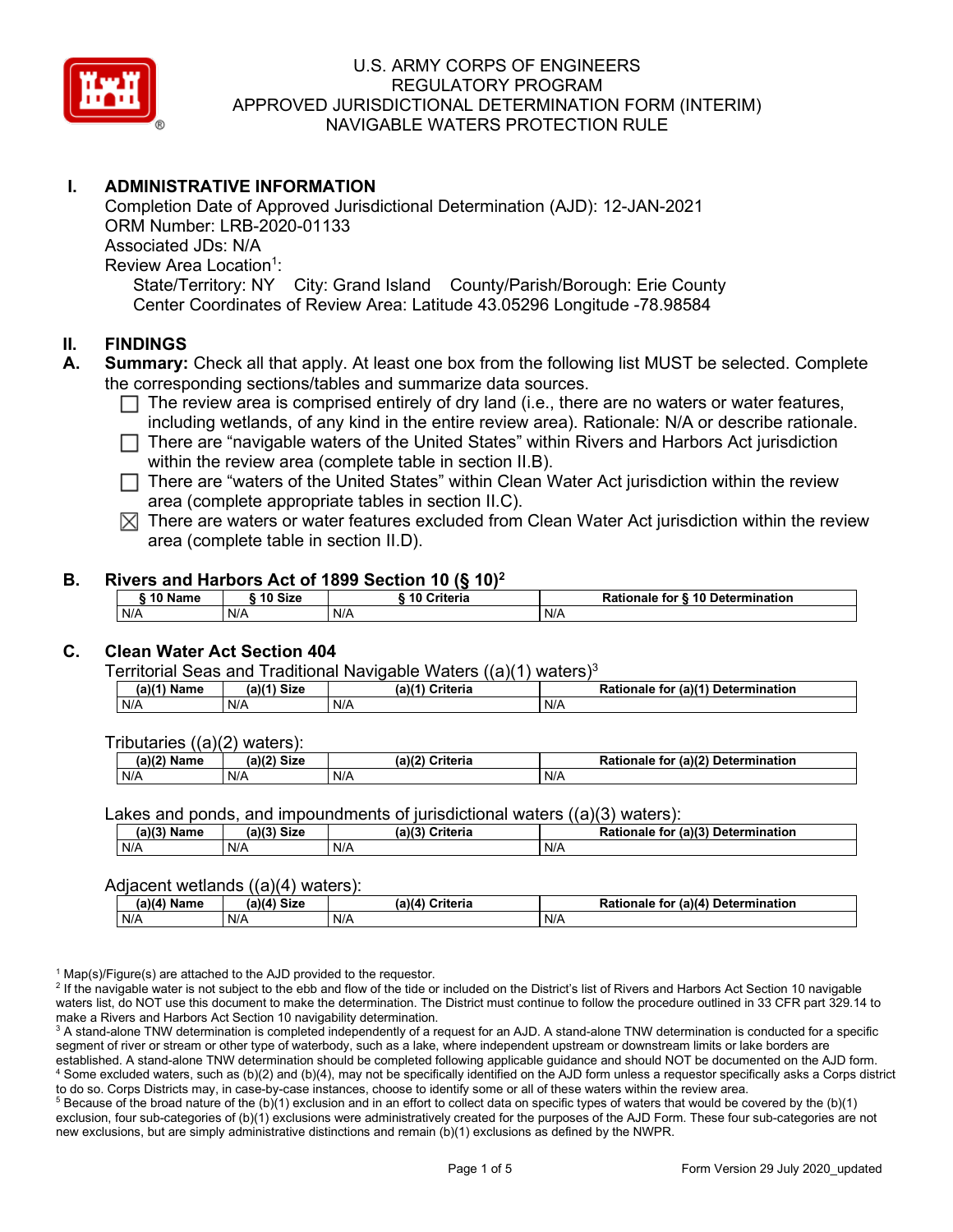# U.S. ARMY CORPS OF ENGINEERS
## REGULATORY PROGRAM
## APPROVED JURISDICTIONAL DETERMINATION FORM (INTERIM)
## NAVIGABLE WATERS PROTECTION RULE

## I. ADMINISTRATIVE INFORMATION

Completion Date of Approved Jurisdictional Determination (AJD): 12-JAN-2021
ORM Number: LRB-2020-01133
Associated JDs: N/A
Review Area Location[1]:
State/Territory: NY City: Grand Island County/Parish/Borough: Erie County
Center Coordinates of Review Area: Latitude 43.05296 Longitude -78.98584

## II. FINDINGS

**A. Summary:** Check all that apply. At least one box from the following list MUST be selected. Complete the corresponding sections/tables and summarize data sources.

- ☐ The review area is comprised entirely of dry land (i.e., there are no waters or water features, including wetlands, of any kind in the entire review area). Rationale: N/A or describe rationale.
- ☐ There are "navigable waters of the United States" within Rivers and Harbors Act jurisdiction within the review area (complete table in section II.B).
- ☐ There are "waters of the United States" within Clean Water Act jurisdiction within the review area (complete appropriate tables in section II.C).
- ☒ There are waters or water features excluded from Clean Water Act jurisdiction within the review area (complete table in section II.D).

### B. Rivers and Harbors Act of 1899 Section 10 (§ 10)[2]

| § 10 Name | § 10 Size | § 10 Criteria | Rationale for § 10 Determination |
|---|---|---|---|
| N/A | N/A | N/A | N/A |

### C. Clean Water Act Section 404

Territorial Seas and Traditional Navigable Waters ((a)(1) waters)[3]

| (a)(1) Name | (a)(1) Size | (a)(1) Criteria | Rationale for (a)(1) Determination |
|---|---|---|---|
| N/A | N/A | N/A | N/A |

Tributaries ((a)(2) waters):

| (a)(2) Name | (a)(2) Size | (a)(2) Criteria | Rationale for (a)(2) Determination |
|---|---|---|---|
| N/A | N/A | N/A | N/A |

Lakes and ponds, and impoundments of jurisdictional waters ((a)(3) waters):

| (a)(3) Name | (a)(3) Size | (a)(3) Criteria | Rationale for (a)(3) Determination |
|---|---|---|---|
| N/A | N/A | N/A | N/A |

Adjacent wetlands ((a)(4) waters):

| (a)(4) Name | (a)(4) Size | (a)(4) Criteria | Rationale for (a)(4) Determination |
|---|---|---|---|
| N/A | N/A | N/A | N/A |

[1] Map(s)/Figure(s) are attached to the AJD provided to the requestor.
[2] If the navigable water is not subject to the ebb and flow of the tide or included on the District's list of Rivers and Harbors Act Section 10 navigable waters list, do NOT use this document to make the determination. The District must continue to follow the procedure outlined in 33 CFR part 329.14 to make a Rivers and Harbors Act Section 10 navigability determination.
[3] A stand-alone TNW determination is completed independently of a request for an AJD. A stand-alone TNW determination is conducted for a specific segment of river or stream or other type of waterbody, such as a lake, where independent upstream or downstream limits or lake borders are established. A stand-alone TNW determination should be completed following applicable guidance and should NOT be documented on the AJD form.
[4] Some excluded waters, such as (b)(2) and (b)(4), may not be specifically identified on the AJD form unless a requestor specifically asks a Corps district to do so. Corps Districts may, in case-by-case instances, choose to identify some or all of these waters within the review area.
[5] Because of the broad nature of the (b)(1) exclusion and in an effort to collect data on specific types of waters that would be covered by the (b)(1) exclusion, four sub-categories of (b)(1) exclusions were administratively created for the purposes of the AJD Form. These four sub-categories are not new exclusions, but are simply administrative distinctions and remain (b)(1) exclusions as defined by the NWPR.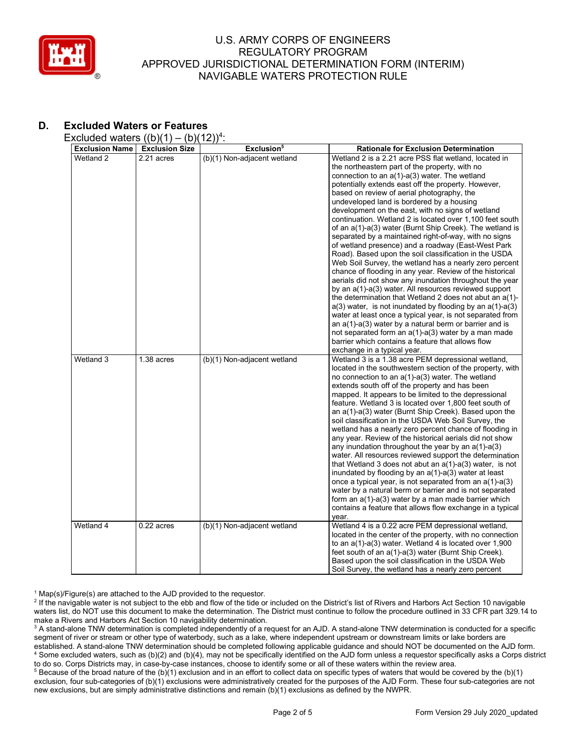## D. Excluded Waters or Features

Excluded waters ((b)(1) – (b)(12))[4]:

| Exclusion Name | Exclusion Size | Exclusion[5] | Rationale for Exclusion Determination |
|---|---|---|---|
| Wetland 2 | 2.21 acres | (b)(1) Non-adjacent wetland | Wetland 2 is a 2.21 acre PSS flat wetland, located in the northeastern part of the property, with no connection to an a(1)-a(3) water. The wetland potentially extends east off the property. However, based on review of aerial photography, the undeveloped land is bordered by a housing development on the east, with no signs of wetland continuation. Wetland 2 is located over 1,100 feet south of an a(1)-a(3) water (Burnt Ship Creek). The wetland is separated by a maintained right-of-way, with no signs of wetland presence) and a roadway (East-West Park Road). Based upon the soil classification in the USDA Web Soil Survey, the wetland has a nearly zero percent chance of flooding in any year. Review of the historical aerials did not show any inundation throughout the year by an a(1)-a(3) water. All resources reviewed support the determination that Wetland 2 does not abut an a(1)-a(3) water, is not inundated by flooding by an a(1)-a(3) water at least once a typical year, is not separated from an a(1)-a(3) water by a natural berm or barrier and is not separated form an a(1)-a(3) water by a man made barrier which contains a feature that allows flow exchange in a typical year. |
| Wetland 3 | 1.38 acres | (b)(1) Non-adjacent wetland | Wetland 3 is a 1.38 acre PEM depressional wetland, located in the southwestern section of the property, with no connection to an a(1)-a(3) water. The wetland extends south off of the property and has been mapped. It appears to be limited to the depressional feature. Wetland 3 is located over 1,800 feet south of an a(1)-a(3) water (Burnt Ship Creek). Based upon the soil classification in the USDA Web Soil Survey, the wetland has a nearly zero percent chance of flooding in any year. Review of the historical aerials did not show any inundation throughout the year by an a(1)-a(3) water. All resources reviewed support the determination that Wetland 3 does not abut an a(1)-a(3) water, is not inundated by flooding by an a(1)-a(3) water at least once a typical year, is not separated from an a(1)-a(3) water by a natural berm or barrier and is not separated form an a(1)-a(3) water by a man made barrier which contains a feature that allows flow exchange in a typical year. |
| Wetland 4 | 0.22 acres | (b)(1) Non-adjacent wetland | Wetland 4 is a 0.22 acre PEM depressional wetland, located in the center of the property, with no connection to an a(1)-a(3) water. Wetland 4 is located over 1,900 feet south of an a(1)-a(3) water (Burnt Ship Creek). Based upon the soil classification in the USDA Web Soil Survey, the wetland has a nearly zero percent |

[1] Map(s)/Figure(s) are attached to the AJD provided to the requestor.
[2] If the navigable water is not subject to the ebb and flow of the tide or included on the District's list of Rivers and Harbors Act Section 10 navigable waters list, do NOT use this document to make the determination. The District must continue to follow the procedure outlined in 33 CFR part 329.14 to make a Rivers and Harbors Act Section 10 navigability determination.
[3] A stand-alone TNW determination is completed independently of a request for an AJD. A stand-alone TNW determination is conducted for a specific segment of river or stream or other type of waterbody, such as a lake, where independent upstream or downstream limits or lake borders are established. A stand-alone TNW determination should be completed following applicable guidance and should NOT be documented on the AJD form.
[4] Some excluded waters, such as (b)(2) and (b)(4), may not be specifically identified on the AJD form unless a requestor specifically asks a Corps district to do so. Corps Districts may, in case-by-case instances, choose to identify some or all of these waters within the review area.
[5] Because of the broad nature of the (b)(1) exclusion and in an effort to collect data on specific types of waters that would be covered by the (b)(1) exclusion, four sub-categories of (b)(1) exclusions were administratively created for the purposes of the AJD Form. These four sub-categories are not new exclusions, but are simply administrative distinctions and remain (b)(1) exclusions as defined by the NWPR.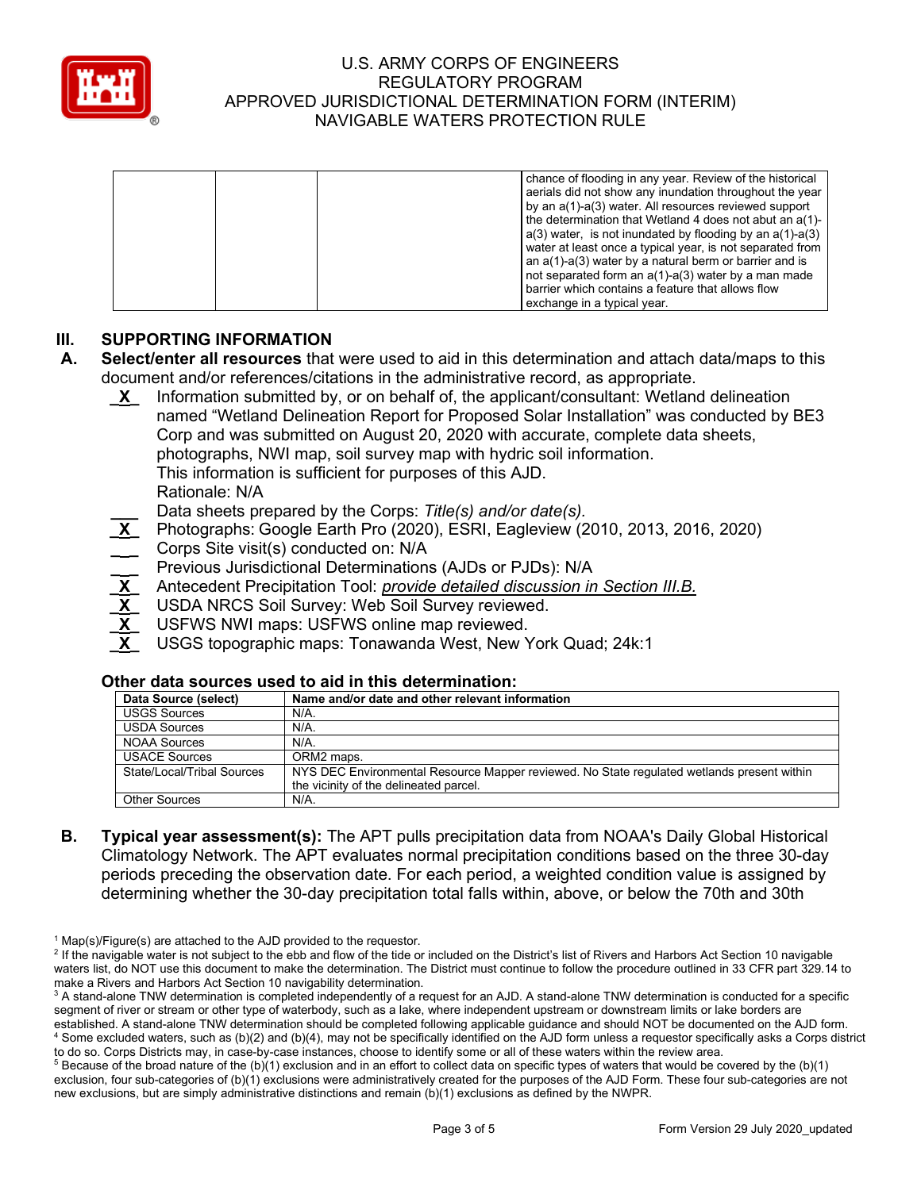| | | | chance of flooding in any year. Review of the historical aerials did not show any inundation throughout the year by an a(1)-a(3) water. All resources reviewed support the determination that Wetland 4 does not abut an a(1)-a(3) water, is not inundated by flooding by an a(1)-a(3) water at least once a typical year, is not separated from an a(1)-a(3) water by a natural berm or barrier and is not separated form an a(1)-a(3) water by a man made barrier which contains a feature that allows flow exchange in a typical year. |
|---|---|---|---|

## III. SUPPORTING INFORMATION

**A. Select/enter all resources** that were used to aid in this determination and attach data/maps to this document and/or references/citations in the administrative record, as appropriate.

- _X_ Information submitted by, or on behalf of, the applicant/consultant: Wetland delineation named "Wetland Delineation Report for Proposed Solar Installation" was conducted by BE3 Corp and was submitted on August 20, 2020 with accurate, complete data sheets, photographs, NWI map, soil survey map with hydric soil information. This information is sufficient for purposes of this AJD. Rationale: N/A
- ___ Data sheets prepared by the Corps: *Title(s) and/or date(s).*
- _X_ Photographs: Google Earth Pro (2020), ESRI, Eagleview (2010, 2013, 2016, 2020)
- ___ Corps Site visit(s) conducted on: N/A
- ___ Previous Jurisdictional Determinations (AJDs or PJDs): N/A
- _X_ Antecedent Precipitation Tool: *provide detailed discussion in Section III.B.*
- _X_ USDA NRCS Soil Survey: Web Soil Survey reviewed.
- _X_ USFWS NWI maps: USFWS online map reviewed.
- _X_ USGS topographic maps: Tonawanda West, New York Quad; 24k:1

**Other data sources used to aid in this determination:**

| Data Source (select) | Name and/or date and other relevant information |
|---|---|
| USGS Sources | N/A. |
| USDA Sources | N/A. |
| NOAA Sources | N/A. |
| USACE Sources | ORM2 maps. |
| State/Local/Tribal Sources | NYS DEC Environmental Resource Mapper reviewed. No State regulated wetlands present within the vicinity of the delineated parcel. |
| Other Sources | N/A. |

**B. Typical year assessment(s):** The APT pulls precipitation data from NOAA's Daily Global Historical Climatology Network. The APT evaluates normal precipitation conditions based on the three 30-day periods preceding the observation date. For each period, a weighted condition value is assigned by determining whether the 30-day precipitation total falls within, above, or below the 70th and 30th

---

[1] Map(s)/Figure(s) are attached to the AJD provided to the requestor.

[2] If the navigable water is not subject to the ebb and flow of the tide or included on the District's list of Rivers and Harbors Act Section 10 navigable waters list, do NOT use this document to make the determination. The District must continue to follow the procedure outlined in 33 CFR part 329.14 to make a Rivers and Harbors Act Section 10 navigability determination.

[3] A stand-alone TNW determination is completed independently of a request for an AJD. A stand-alone TNW determination is conducted for a specific segment of river or stream or other type of waterbody, such as a lake, where independent upstream or downstream limits or lake borders are established. A stand-alone TNW determination should be completed following applicable guidance and should NOT be documented on the AJD form.

[4] Some excluded waters, such as (b)(2) and (b)(4), may not be specifically identified on the AJD form unless a requestor specifically asks a Corps district to do so. Corps Districts may, in case-by-case instances, choose to identify some or all of these waters within the review area.

[5] Because of the broad nature of the (b)(1) exclusion and in an effort to collect data on specific types of waters that would be covered by the (b)(1) exclusion, four sub-categories of (b)(1) exclusions were administratively created for the purposes of the AJD Form. These four sub-categories are not new exclusions, but are simply administrative distinctions and remain (b)(1) exclusions as defined by the NWPR.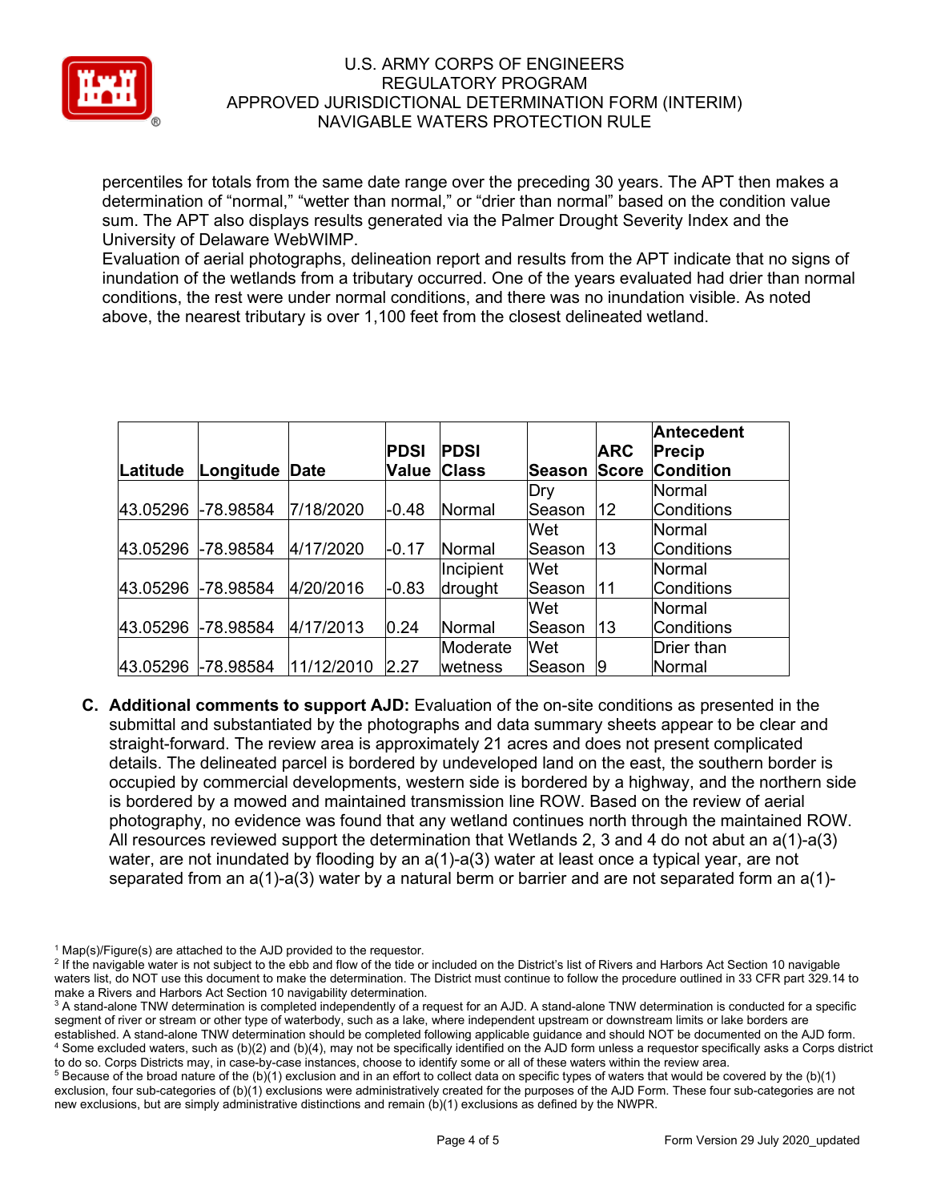percentiles for totals from the same date range over the preceding 30 years. The APT then makes a determination of "normal," "wetter than normal," or "drier than normal" based on the condition value sum. The APT also displays results generated via the Palmer Drought Severity Index and the University of Delaware WebWIMP.
Evaluation of aerial photographs, delineation report and results from the APT indicate that no signs of inundation of the wetlands from a tributary occurred. One of the years evaluated had drier than normal conditions, the rest were under normal conditions, and there was no inundation visible. As noted above, the nearest tributary is over 1,100 feet from the closest delineated wetland.

| Latitude | Longitude | Date | PDSI Value | PDSI Class | Season | ARC Score | Antecedent Precip Condition |
|---|---|---|---|---|---|---|---|
| 43.05296 | -78.98584 | 7/18/2020 | -0.48 | Normal | Dry Season | 12 | Normal Conditions |
| 43.05296 | -78.98584 | 4/17/2020 | -0.17 | Normal | Wet Season | 13 | Normal Conditions |
| 43.05296 | -78.98584 | 4/20/2016 | -0.83 | Incipient drought | Wet Season | 11 | Normal Conditions |
| 43.05296 | -78.98584 | 4/17/2013 | 0.24 | Normal | Wet Season | 13 | Normal Conditions |
| 43.05296 | -78.98584 | 11/12/2010 | 2.27 | Moderate wetness | Wet Season | 9 | Drier than Normal |

**C. Additional comments to support AJD:** Evaluation of the on-site conditions as presented in the submittal and substantiated by the photographs and data summary sheets appear to be clear and straight-forward. The review area is approximately 21 acres and does not present complicated details. The delineated parcel is bordered by undeveloped land on the east, the southern border is occupied by commercial developments, western side is bordered by a highway, and the northern side is bordered by a mowed and maintained transmission line ROW. Based on the review of aerial photography, no evidence was found that any wetland continues north through the maintained ROW. All resources reviewed support the determination that Wetlands 2, 3 and 4 do not abut an a(1)-a(3) water, are not inundated by flooding by an a(1)-a(3) water at least once a typical year, are not separated from an a(1)-a(3) water by a natural berm or barrier and are not separated form an a(1)-

[1] Map(s)/Figure(s) are attached to the AJD provided to the requestor.
[2] If the navigable water is not subject to the ebb and flow of the tide or included on the District's list of Rivers and Harbors Act Section 10 navigable waters list, do NOT use this document to make the determination. The District must continue to follow the procedure outlined in 33 CFR part 329.14 to make a Rivers and Harbors Act Section 10 navigability determination.
[3] A stand-alone TNW determination is completed independently of a request for an AJD. A stand-alone TNW determination is conducted for a specific segment of river or stream or other type of waterbody, such as a lake, where independent upstream or downstream limits or lake borders are established. A stand-alone TNW determination should be completed following applicable guidance and should NOT be documented on the AJD form.
[4] Some excluded waters, such as (b)(2) and (b)(4), may not be specifically identified on the AJD form unless a requestor specifically asks a Corps district to do so. Corps Districts may, in case-by-case instances, choose to identify some or all of these waters within the review area.
[5] Because of the broad nature of the (b)(1) exclusion and in an effort to collect data on specific types of waters that would be covered by the (b)(1) exclusion, four sub-categories of (b)(1) exclusions were administratively created for the purposes of the AJD Form. These four sub-categories are not new exclusions, but are simply administrative distinctions and remain (b)(1) exclusions as defined by the NWPR.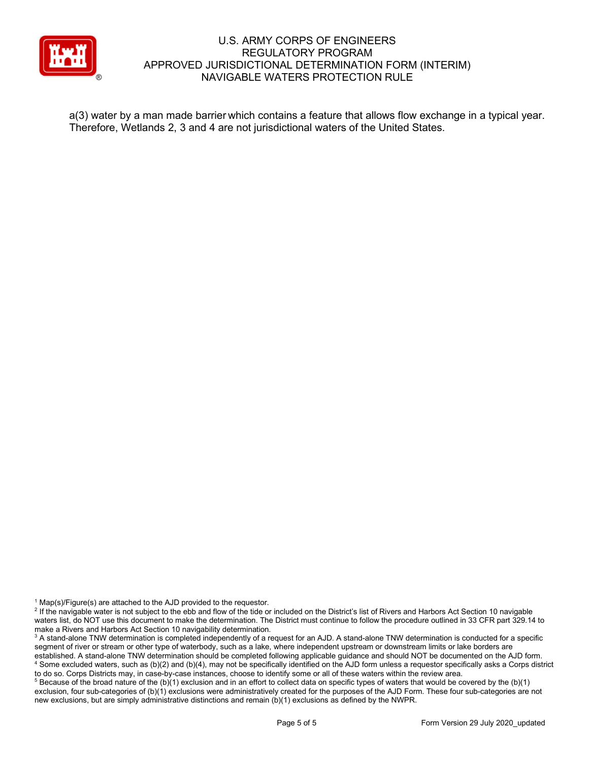a(3) water by a man made barrier which contains a feature that allows flow exchange in a typical year. Therefore, Wetlands 2, 3 and 4 are not jurisdictional waters of the United States.

[1] Map(s)/Figure(s) are attached to the AJD provided to the requestor.

[2] If the navigable water is not subject to the ebb and flow of the tide or included on the District's list of Rivers and Harbors Act Section 10 navigable waters list, do NOT use this document to make the determination. The District must continue to follow the procedure outlined in 33 CFR part 329.14 to make a Rivers and Harbors Act Section 10 navigability determination.

[3] A stand-alone TNW determination is completed independently of a request for an AJD. A stand-alone TNW determination is conducted for a specific segment of river or stream or other type of waterbody, such as a lake, where independent upstream or downstream limits or lake borders are established. A stand-alone TNW determination should be completed following applicable guidance and should NOT be documented on the AJD form.

[4] Some excluded waters, such as (b)(2) and (b)(4), may not be specifically identified on the AJD form unless a requestor specifically asks a Corps district to do so. Corps Districts may, in case-by-case instances, choose to identify some or all of these waters within the review area.

[5] Because of the broad nature of the (b)(1) exclusion and in an effort to collect data on specific types of waters that would be covered by the (b)(1) exclusion, four sub-categories of (b)(1) exclusions were administratively created for the purposes of the AJD Form. These four sub-categories are not new exclusions, but are simply administrative distinctions and remain (b)(1) exclusions as defined by the NWPR.